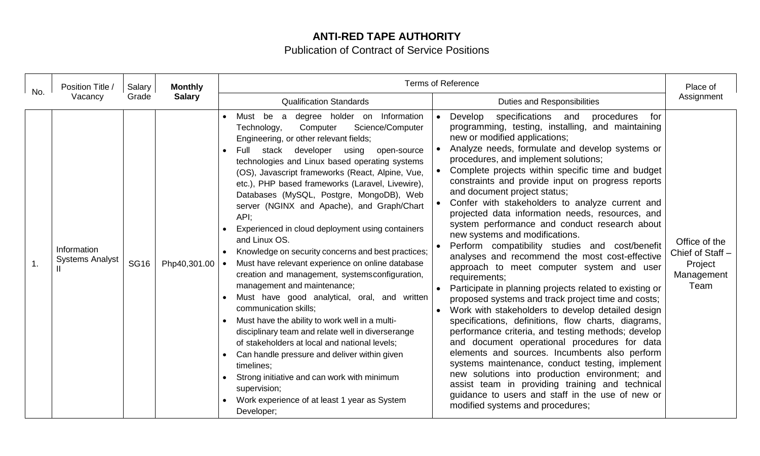# ANTI-RED TAPE AUTHORITY

Publication of Contract of Service Positions

| No. | Position Title / Vacancy | Salary Grade | Monthly Salary | Terms of Reference | | Place of Assignment |
|---|---|---|---|---|---|---|
| | | | | Qualification Standards | Duties and Responsibilities | |
| 1. | Information Systems Analyst II | SG16 | Php40,301.00 | • Must be a degree holder on Information Technology, Computer Science/Computer Engineering, or other relevant fields;<br>• Full stack developer using open-source technologies and Linux based operating systems (OS), Javascript frameworks (React, Alpine, Vue, etc.), PHP based frameworks (Laravel, Livewire), Databases (MySQL, Postgre, MongoDB), Web server (NGINX and Apache), and Graph/Chart API;<br>• Experienced in cloud deployment using containers and Linux OS.<br>• Knowledge on security concerns and best practices;<br>• Must have relevant experience on online database creation and management, systemsconfiguration, management and maintenance;<br>• Must have good analytical, oral, and written communication skills;<br>• Must have the ability to work well in a multi-disciplinary team and relate well in diverserange of stakeholders at local and national levels;<br>• Can handle pressure and deliver within given timelines;<br>• Strong initiative and can work with minimum supervision;<br>• Work experience of at least 1 year as System Developer; | • Develop specifications and procedures for programming, testing, installing, and maintaining new or modified applications;<br>• Analyze needs, formulate and develop systems or procedures, and implement solutions;<br>• Complete projects within specific time and budget constraints and provide input on progress reports and document project status;<br>• Confer with stakeholders to analyze current and projected data information needs, resources, and system performance and conduct research about new systems and modifications.<br>• Perform compatibility studies and cost/benefit analyses and recommend the most cost-effective approach to meet computer system and user requirements;<br>• Participate in planning projects related to existing or proposed systems and track project time and costs;<br>• Work with stakeholders to develop detailed design specifications, definitions, flow charts, diagrams, performance criteria, and testing methods; develop and document operational procedures for data elements and sources. Incumbents also perform systems maintenance, conduct testing, implement new solutions into production environment; and assist team in providing training and technical guidance to users and staff in the use of new or modified systems and procedures; | Office of the Chief of Staff – Project Management Team |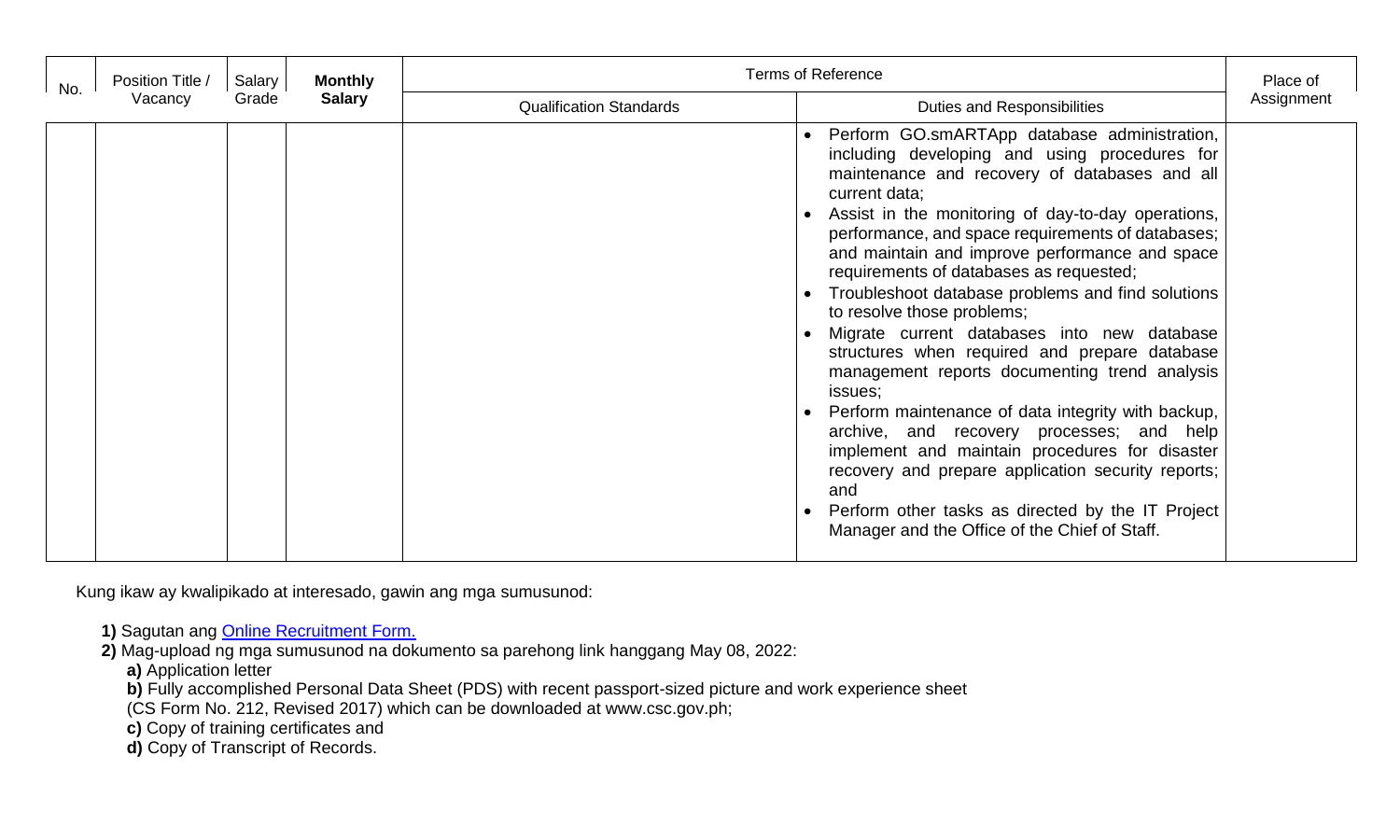| No. | Position Title / Vacancy | Salary Grade | Monthly Salary | Terms of Reference | | Place of Assignment |
|---|---|---|---|---|---|---|
| | | | | Qualification Standards | Duties and Responsibilities | |
| | | | | | • Perform GO.smARTApp database administration, including developing and using procedures for maintenance and recovery of databases and all current data;<br>• Assist in the monitoring of day-to-day operations, performance, and space requirements of databases; and maintain and improve performance and space requirements of databases as requested;<br>• Troubleshoot database problems and find solutions to resolve those problems;<br>• Migrate current databases into new database structures when required and prepare database management reports documenting trend analysis issues;<br>• Perform maintenance of data integrity with backup, archive, and recovery processes; and help implement and maintain procedures for disaster recovery and prepare application security reports; and<br>• Perform other tasks as directed by the IT Project Manager and the Office of the Chief of Staff. | |

Kung ikaw ay kwalipikado at interesado, gawin ang mga sumusunod:

**1)** Sagutan ang Online Recruitment Form.

**2)** Mag-upload ng mga sumusunod na dokumento sa parehong link hanggang May 08, 2022:

**a)** Application letter

**b)** Fully accomplished Personal Data Sheet (PDS) with recent passport-sized picture and work experience sheet (CS Form No. 212, Revised 2017) which can be downloaded at www.csc.gov.ph;

**c)** Copy of training certificates and

**d)** Copy of Transcript of Records.